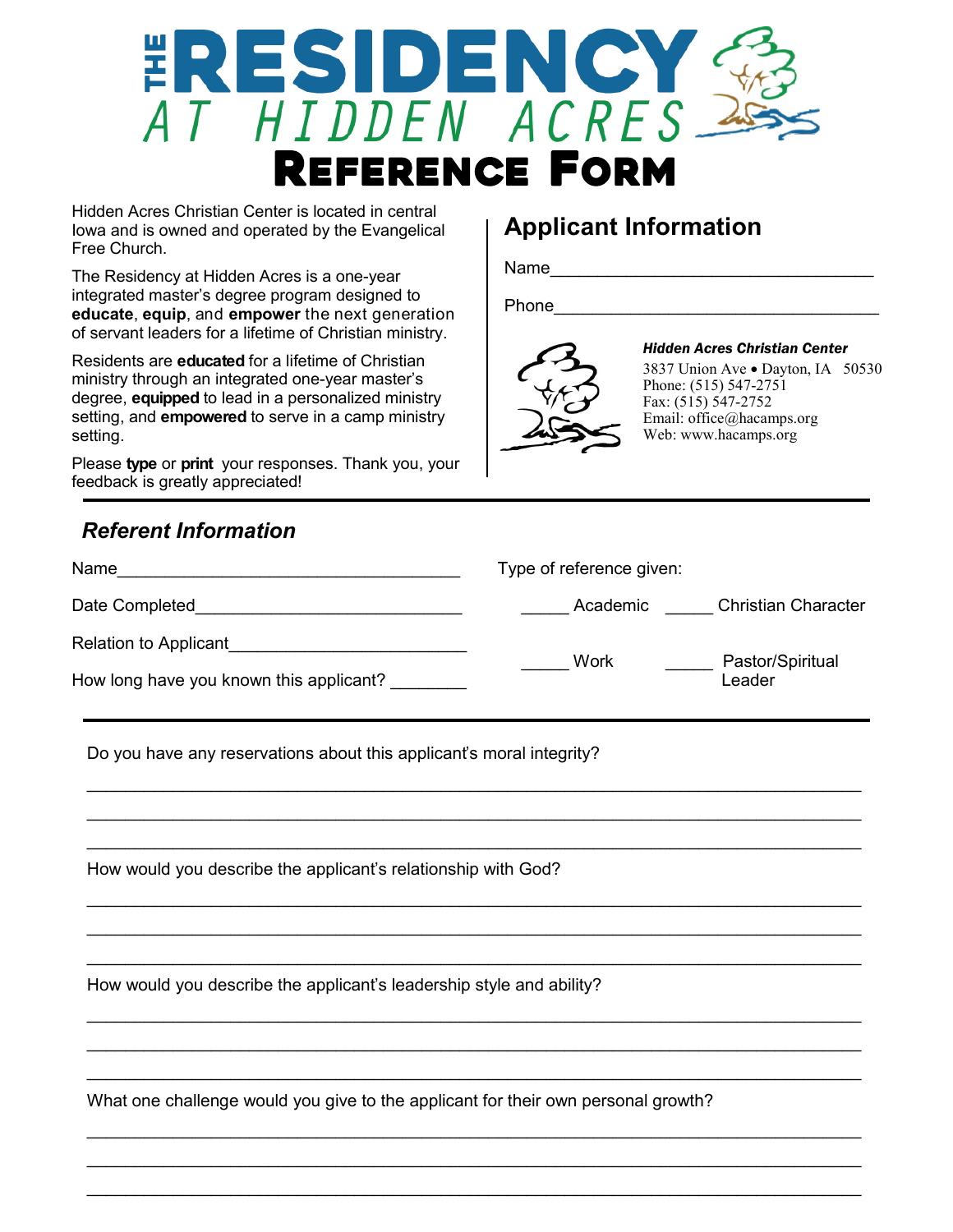# THE RESIDENCY AT HIDDEN ACRES

# Reference Form

Hidden Acres Christian Center is located in central Iowa and is owned and operated by the Evangelical Free Church.

The Residency at Hidden Acres is a one-year integrated master's degree program designed to **educate**, **equip**, and **empower** the next generation of servant leaders for a lifetime of Christian ministry.

Residents are **educated** for a lifetime of Christian ministry through an integrated one-year master's degree, **equipped** to lead in a personalized ministry setting, and **empowered** to serve in a camp ministry setting.

Please **type** or **print** your responses. Thank you, your feedback is greatly appreciated!

## Applicant Information

Name___________________________________

Phone___________________________________

***Hidden Acres Christian Center***
3837 Union Ave • Dayton, IA 50530
Phone: (515) 547-2751
Fax: (515) 547-2752
Email: office@hacamps.org
Web: www.hacamps.org

### *Referent Information*

Name___________________________________

Date Completed___________________________

Relation to Applicant________________________

How long have you known this applicant? ________

Type of reference given:

_____ Academic _____ Christian Character

_____ Work _____ Pastor/Spiritual Leader

Do you have any reservations about this applicant's moral integrity?

___________________________________________________________________________

___________________________________________________________________________

___________________________________________________________________________

How would you describe the applicant's relationship with God?

___________________________________________________________________________

___________________________________________________________________________

___________________________________________________________________________

How would you describe the applicant's leadership style and ability?

___________________________________________________________________________

___________________________________________________________________________

___________________________________________________________________________

What one challenge would you give to the applicant for their own personal growth?

___________________________________________________________________________

___________________________________________________________________________

___________________________________________________________________________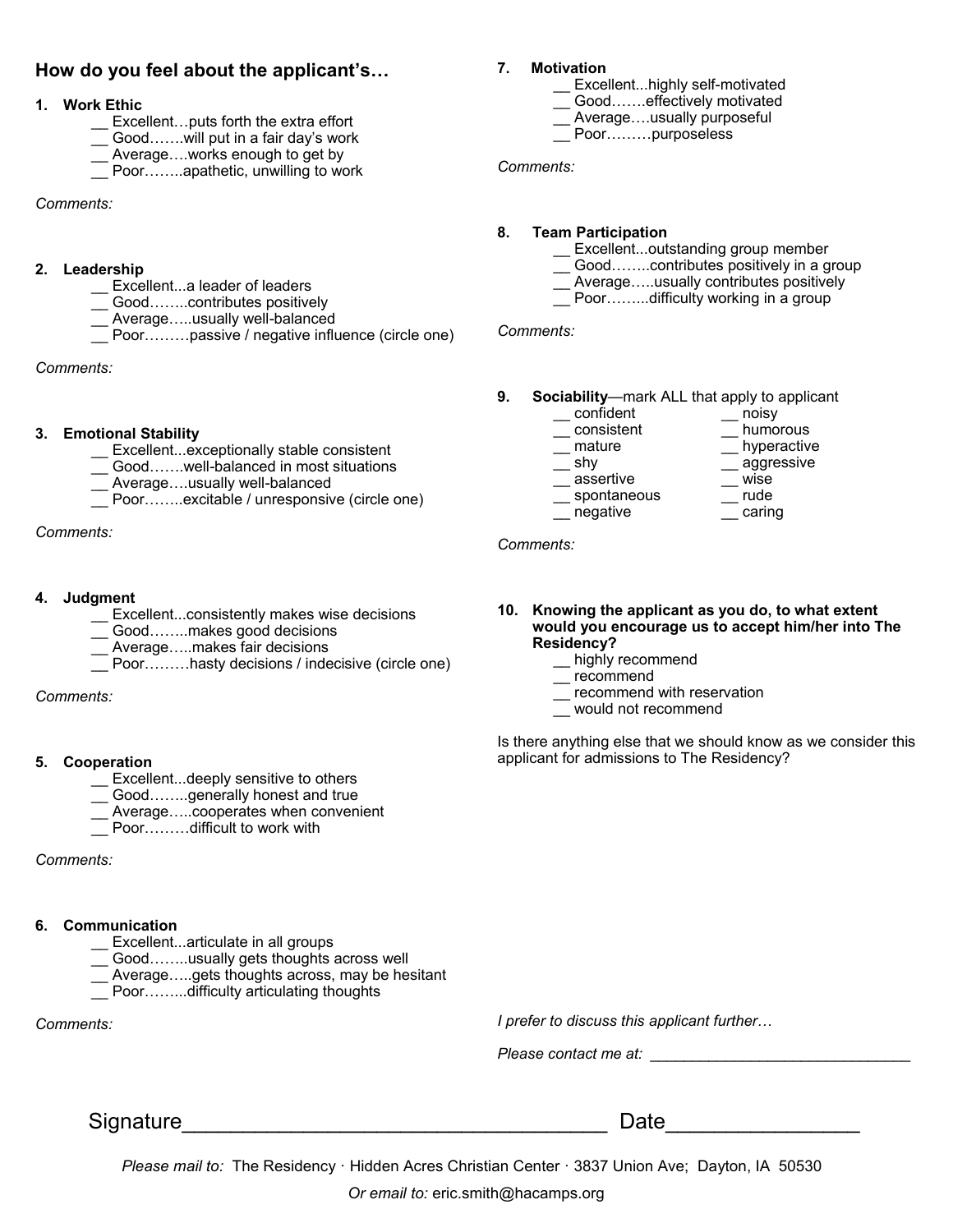## How do you feel about the applicant's…

1. **Work Ethic**
   - __ Excellent…puts forth the extra effort
   - __ Good…….will put in a fair day's work
   - __ Average….works enough to get by
   - __ Poor……..apathetic, unwilling to work

*Comments:*

2. **Leadership**
   - __ Excellent...a leader of leaders
   - __ Good……..contributes positively
   - __ Average…..usually well-balanced
   - __ Poor………passive / negative influence (circle one)

*Comments:*

3. **Emotional Stability**
   - __ Excellent...exceptionally stable consistent
   - __ Good…….well-balanced in most situations
   - __ Average….usually well-balanced
   - __ Poor……..excitable / unresponsive (circle one)

*Comments:*

4. **Judgment**
   - __ Excellent...consistently makes wise decisions
   - __ Good……..makes good decisions
   - __ Average…..makes fair decisions
   - __ Poor………hasty decisions / indecisive (circle one)

*Comments:*

5. **Cooperation**
   - __ Excellent...deeply sensitive to others
   - __ Good……..generally honest and true
   - __ Average…..cooperates when convenient
   - __ Poor………difficult to work with

*Comments:*

6. **Communication**
   - __ Excellent...articulate in all groups
   - __ Good……..usually gets thoughts across well
   - __ Average…..gets thoughts across, may be hesitant
   - __ Poor……...difficulty articulating thoughts

*Comments:*

7. **Motivation**
   - __ Excellent...highly self-motivated
   - __ Good…….effectively motivated
   - __ Average….usually purposeful
   - __ Poor………purposeless

*Comments:*

8. **Team Participation**
   - __ Excellent...outstanding group member
   - __ Good……..contributes positively in a group
   - __ Average…..usually contributes positively
   - __ Poor……...difficulty working in a group

*Comments:*

9. **Sociability**—mark ALL that apply to applicant

| | |
|---|---|
| __ confident | __ noisy |
| __ consistent | __ humorous |
| __ mature | __ hyperactive |
| __ shy | __ aggressive |
| __ assertive | __ wise |
| __ spontaneous | __ rude |
| __ negative | __ caring |

*Comments:*

10. **Knowing the applicant as you do, to what extent would you encourage us to accept him/her into The Residency?**
    - __ highly recommend
    - __ recommend
    - __ recommend with reservation
    - __ would not recommend

Is there anything else that we should know as we consider this applicant for admissions to The Residency?

*I prefer to discuss this applicant further…*

*Please contact me at:* ______________________________

Signature___________________________________ Date_______________

*Please mail to:* The Residency · Hidden Acres Christian Center · 3837 Union Ave; Dayton, IA 50530

*Or email to:* eric.smith@hacamps.org